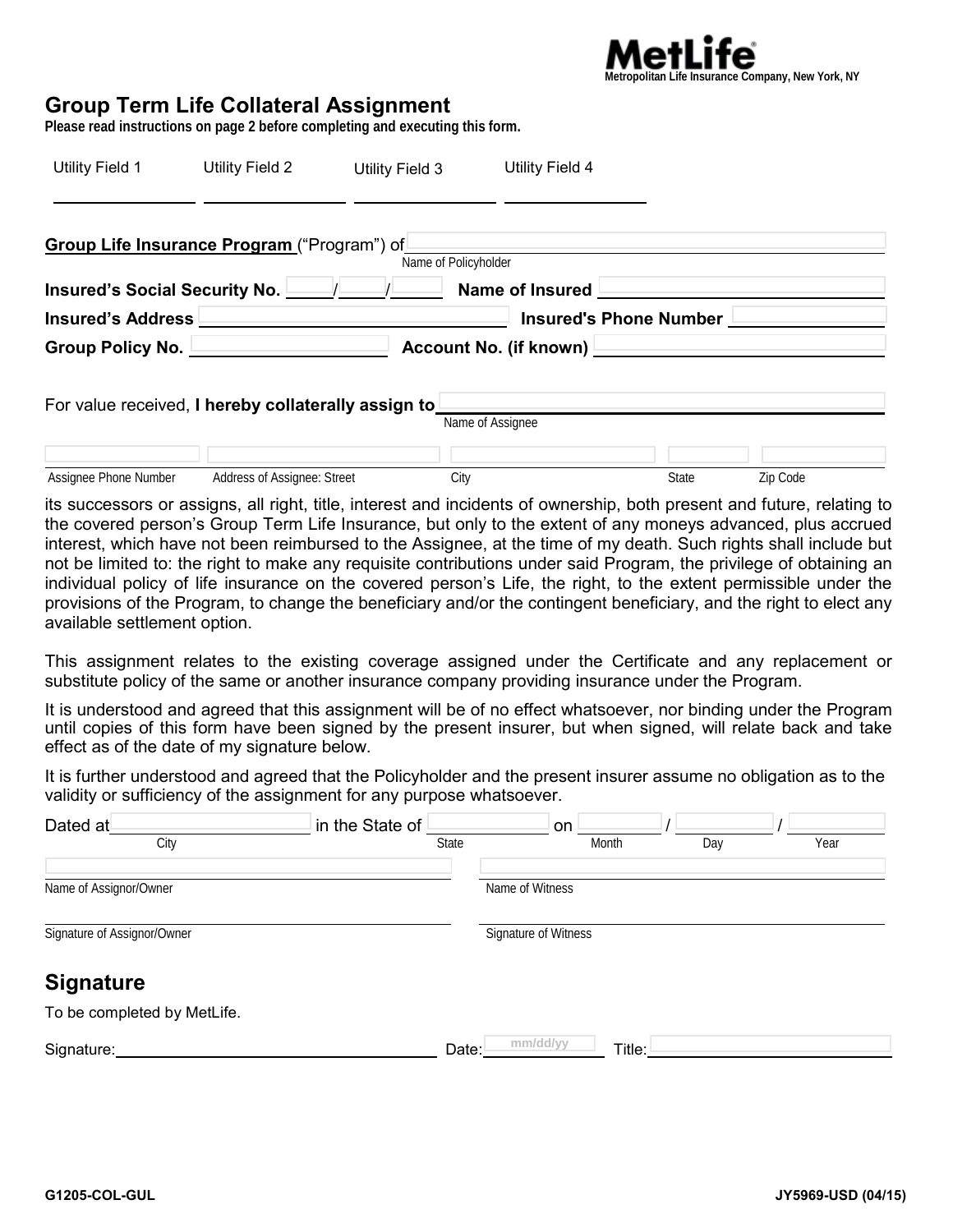MetLife
Metropolitan Life Insurance Company, New York, NY

# Group Term Life Collateral Assignment

**Please read instructions on page 2 before completing and executing this form.**

| Utility Field 1 | Utility Field 2 | Utility Field 3 | Utility Field 4 |
|---|---|---|---|
| ____________ | ____________ | ____________ | ____________ |

**Group Life Insurance Program** ("Program") of ______________________________
Name of Policyholder

**Insured's Social Security No.** _____/_____/_____ **Name of Insured** ______________________

**Insured's Address** ______________________ **Insured's Phone Number** ______________

**Group Policy No.** ______________ **Account No. (if known)** ______________________

For value received, **I hereby collaterally assign to** ______________________________
Name of Assignee

| Assignee Phone Number | Address of Assignee: Street | City | State | Zip Code |
|---|---|---|---|---|
| | | | | |

its successors or assigns, all right, title, interest and incidents of ownership, both present and future, relating to the covered person's Group Term Life Insurance, but only to the extent of any moneys advanced, plus accrued interest, which have not been reimbursed to the Assignee, at the time of my death. Such rights shall include but not be limited to: the right to make any requisite contributions under said Program, the privilege of obtaining an individual policy of life insurance on the covered person's Life, the right, to the extent permissible under the provisions of the Program, to change the beneficiary and/or the contingent beneficiary, and the right to elect any available settlement option.

This assignment relates to the existing coverage assigned under the Certificate and any replacement or substitute policy of the same or another insurance company providing insurance under the Program.

It is understood and agreed that this assignment will be of no effect whatsoever, nor binding under the Program until copies of this form have been signed by the present insurer, but when signed, will relate back and take effect as of the date of my signature below.

It is further understood and agreed that the Policyholder and the present insurer assume no obligation as to the validity or sufficiency of the assignment for any purpose whatsoever.

Dated at ______________ in the State of ______________ on ________ / ________ / ________
City State Month Day Year

______________________________ ______________________________
Name of Assignor/Owner Name of Witness

______________________________ ______________________________
Signature of Assignor/Owner Signature of Witness

## Signature

To be completed by MetLife.

Signature: ______________________ Date: mm/dd/yy Title: ______________________

G1205-COL-GUL JY5969-USD (04/15)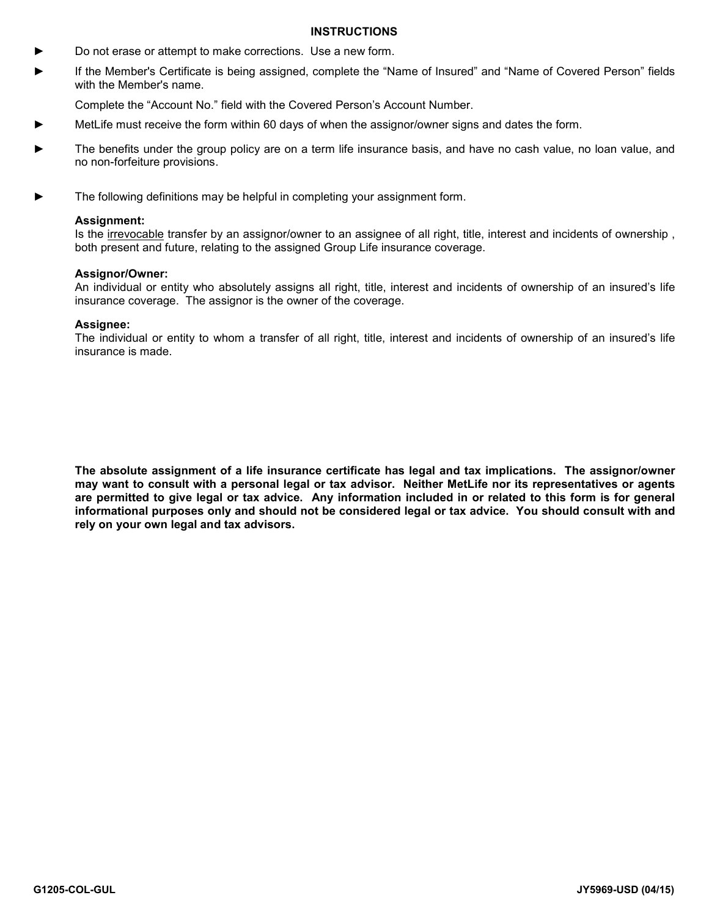## INSTRUCTIONS

- Do not erase or attempt to make corrections. Use a new form.
- If the Member's Certificate is being assigned, complete the "Name of Insured" and "Name of Covered Person" fields with the Member's name.

  Complete the "Account No." field with the Covered Person's Account Number.
- MetLife must receive the form within 60 days of when the assignor/owner signs and dates the form.
- The benefits under the group policy are on a term life insurance basis, and have no cash value, no loan value, and no non-forfeiture provisions.
- The following definitions may be helpful in completing your assignment form.

  **Assignment:**
  Is the irrevocable transfer by an assignor/owner to an assignee of all right, title, interest and incidents of ownership , both present and future, relating to the assigned Group Life insurance coverage.

  **Assignor/Owner:**
  An individual or entity who absolutely assigns all right, title, interest and incidents of ownership of an insured's life insurance coverage. The assignor is the owner of the coverage.

  **Assignee:**
  The individual or entity to whom a transfer of all right, title, interest and incidents of ownership of an insured's life insurance is made.

**The absolute assignment of a life insurance certificate has legal and tax implications. The assignor/owner may want to consult with a personal legal or tax advisor. Neither MetLife nor its representatives or agents are permitted to give legal or tax advice. Any information included in or related to this form is for general informational purposes only and should not be considered legal or tax advice. You should consult with and rely on your own legal and tax advisors.**

**G1205-COL-GUL** **JY5969-USD (04/15)**